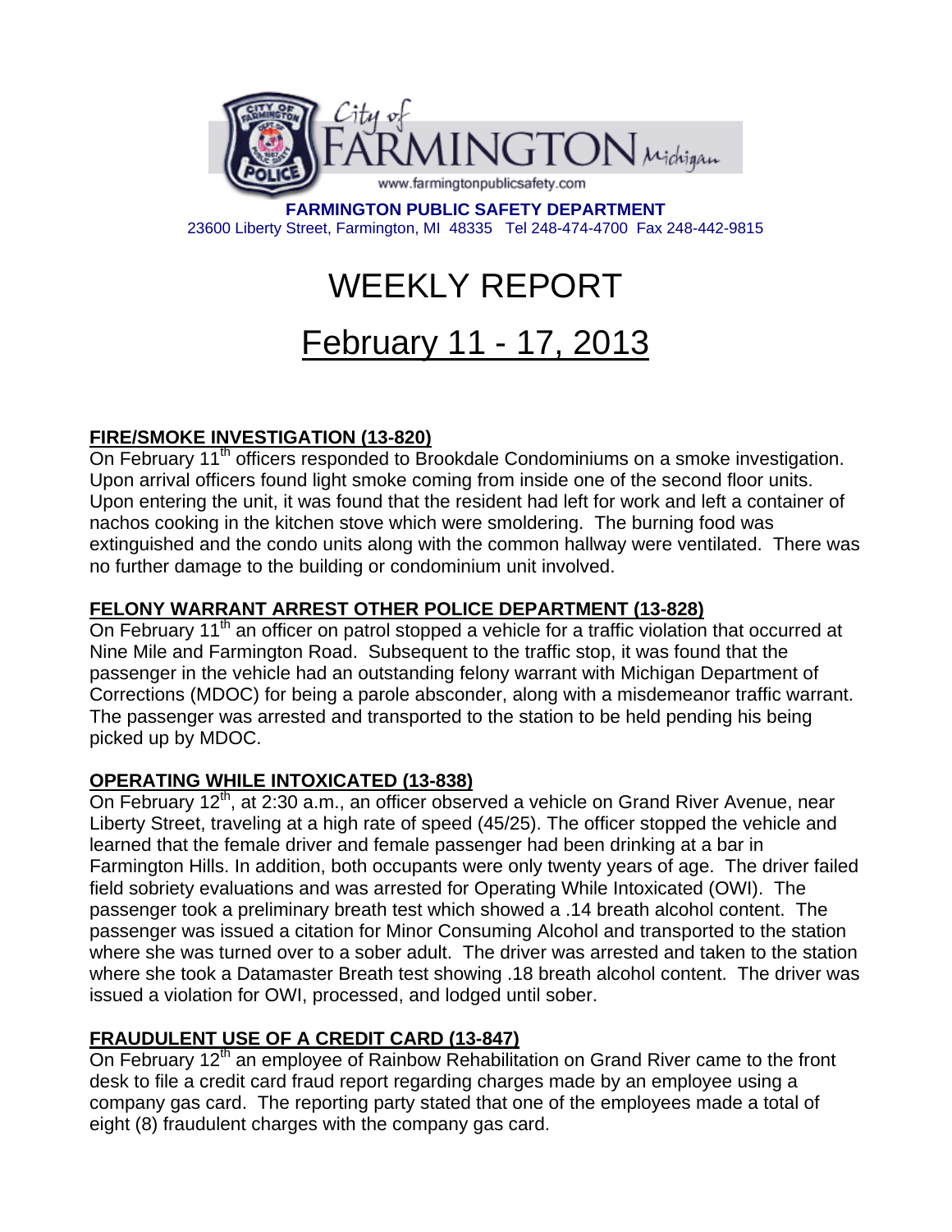City of FARMINGTON Michigan

www.farmingtonpublicsafety.com

**FARMINGTON PUBLIC SAFETY DEPARTMENT**
23600 Liberty Street, Farmington, MI 48335 Tel 248-474-4700 Fax 248-442-9815

# WEEKLY REPORT

# February 11 - 17, 2013

**FIRE/SMOKE INVESTIGATION (13-820)**

On February 11th officers responded to Brookdale Condominiums on a smoke investigation. Upon arrival officers found light smoke coming from inside one of the second floor units. Upon entering the unit, it was found that the resident had left for work and left a container of nachos cooking in the kitchen stove which were smoldering. The burning food was extinguished and the condo units along with the common hallway were ventilated. There was no further damage to the building or condominium unit involved.

**FELONY WARRANT ARREST OTHER POLICE DEPARTMENT (13-828)**

On February 11th an officer on patrol stopped a vehicle for a traffic violation that occurred at Nine Mile and Farmington Road. Subsequent to the traffic stop, it was found that the passenger in the vehicle had an outstanding felony warrant with Michigan Department of Corrections (MDOC) for being a parole absconder, along with a misdemeanor traffic warrant. The passenger was arrested and transported to the station to be held pending his being picked up by MDOC.

**OPERATING WHILE INTOXICATED (13-838)**

On February 12th, at 2:30 a.m., an officer observed a vehicle on Grand River Avenue, near Liberty Street, traveling at a high rate of speed (45/25). The officer stopped the vehicle and learned that the female driver and female passenger had been drinking at a bar in Farmington Hills. In addition, both occupants were only twenty years of age. The driver failed field sobriety evaluations and was arrested for Operating While Intoxicated (OWI). The passenger took a preliminary breath test which showed a .14 breath alcohol content. The passenger was issued a citation for Minor Consuming Alcohol and transported to the station where she was turned over to a sober adult. The driver was arrested and taken to the station where she took a Datamaster Breath test showing .18 breath alcohol content. The driver was issued a violation for OWI, processed, and lodged until sober.

**FRAUDULENT USE OF A CREDIT CARD (13-847)**

On February 12th an employee of Rainbow Rehabilitation on Grand River came to the front desk to file a credit card fraud report regarding charges made by an employee using a company gas card. The reporting party stated that one of the employees made a total of eight (8) fraudulent charges with the company gas card.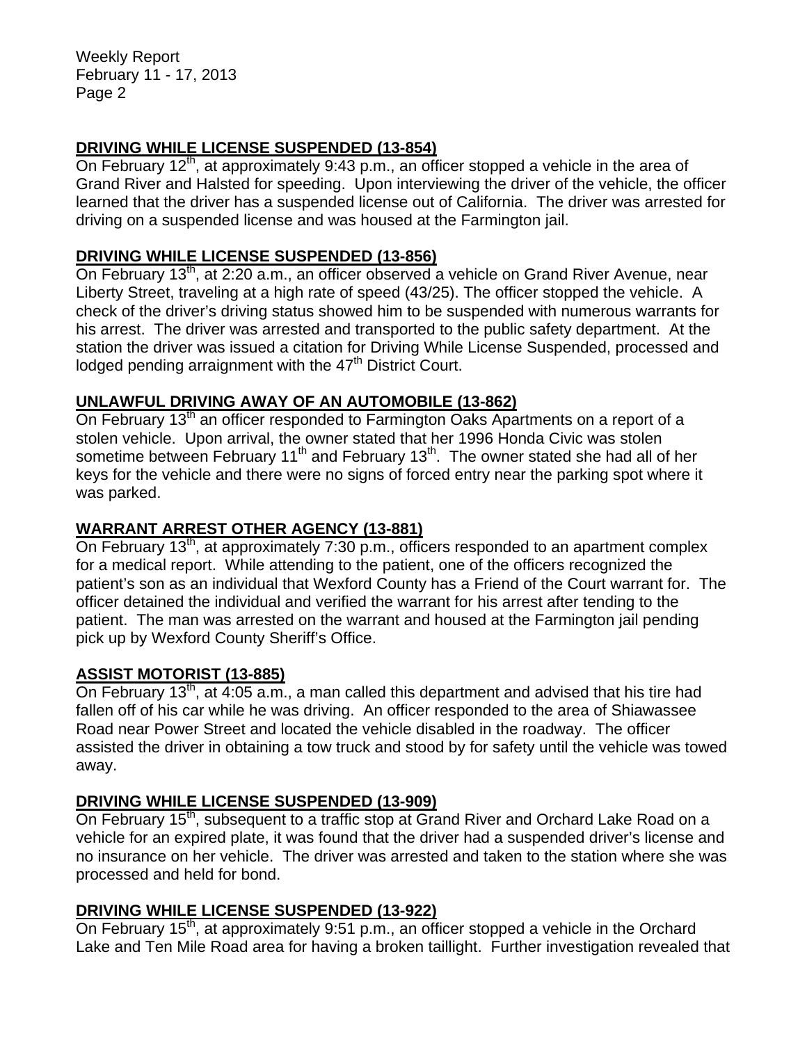## DRIVING WHILE LICENSE SUSPENDED (13-854)

On February 12th, at approximately 9:43 p.m., an officer stopped a vehicle in the area of Grand River and Halsted for speeding. Upon interviewing the driver of the vehicle, the officer learned that the driver has a suspended license out of California. The driver was arrested for driving on a suspended license and was housed at the Farmington jail.

## DRIVING WHILE LICENSE SUSPENDED (13-856)

On February 13th, at 2:20 a.m., an officer observed a vehicle on Grand River Avenue, near Liberty Street, traveling at a high rate of speed (43/25). The officer stopped the vehicle. A check of the driver's driving status showed him to be suspended with numerous warrants for his arrest. The driver was arrested and transported to the public safety department. At the station the driver was issued a citation for Driving While License Suspended, processed and lodged pending arraignment with the 47th District Court.

## UNLAWFUL DRIVING AWAY OF AN AUTOMOBILE (13-862)

On February 13th an officer responded to Farmington Oaks Apartments on a report of a stolen vehicle. Upon arrival, the owner stated that her 1996 Honda Civic was stolen sometime between February 11th and February 13th. The owner stated she had all of her keys for the vehicle and there were no signs of forced entry near the parking spot where it was parked.

## WARRANT ARREST OTHER AGENCY (13-881)

On February 13th, at approximately 7:30 p.m., officers responded to an apartment complex for a medical report. While attending to the patient, one of the officers recognized the patient's son as an individual that Wexford County has a Friend of the Court warrant for. The officer detained the individual and verified the warrant for his arrest after tending to the patient. The man was arrested on the warrant and housed at the Farmington jail pending pick up by Wexford County Sheriff's Office.

## ASSIST MOTORIST (13-885)

On February 13th, at 4:05 a.m., a man called this department and advised that his tire had fallen off of his car while he was driving. An officer responded to the area of Shiawassee Road near Power Street and located the vehicle disabled in the roadway. The officer assisted the driver in obtaining a tow truck and stood by for safety until the vehicle was towed away.

## DRIVING WHILE LICENSE SUSPENDED (13-909)

On February 15th, subsequent to a traffic stop at Grand River and Orchard Lake Road on a vehicle for an expired plate, it was found that the driver had a suspended driver's license and no insurance on her vehicle. The driver was arrested and taken to the station where she was processed and held for bond.

## DRIVING WHILE LICENSE SUSPENDED (13-922)

On February 15th, at approximately 9:51 p.m., an officer stopped a vehicle in the Orchard Lake and Ten Mile Road area for having a broken taillight. Further investigation revealed that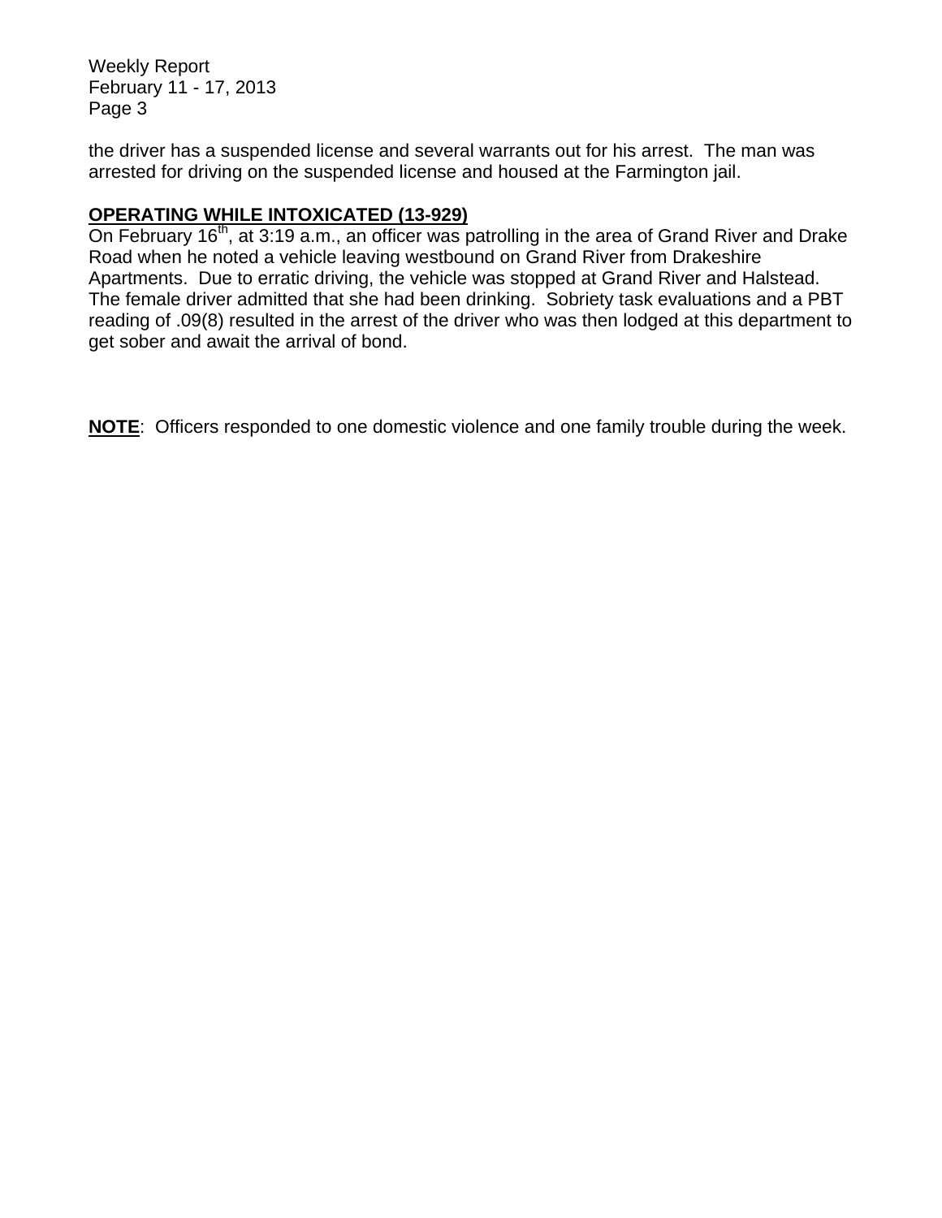the driver has a suspended license and several warrants out for his arrest. The man was arrested for driving on the suspended license and housed at the Farmington jail.

**OPERATING WHILE INTOXICATED (13-929)**

On February 16th, at 3:19 a.m., an officer was patrolling in the area of Grand River and Drake Road when he noted a vehicle leaving westbound on Grand River from Drakeshire Apartments. Due to erratic driving, the vehicle was stopped at Grand River and Halstead. The female driver admitted that she had been drinking. Sobriety task evaluations and a PBT reading of .09(8) resulted in the arrest of the driver who was then lodged at this department to get sober and await the arrival of bond.

**NOTE**: Officers responded to one domestic violence and one family trouble during the week.